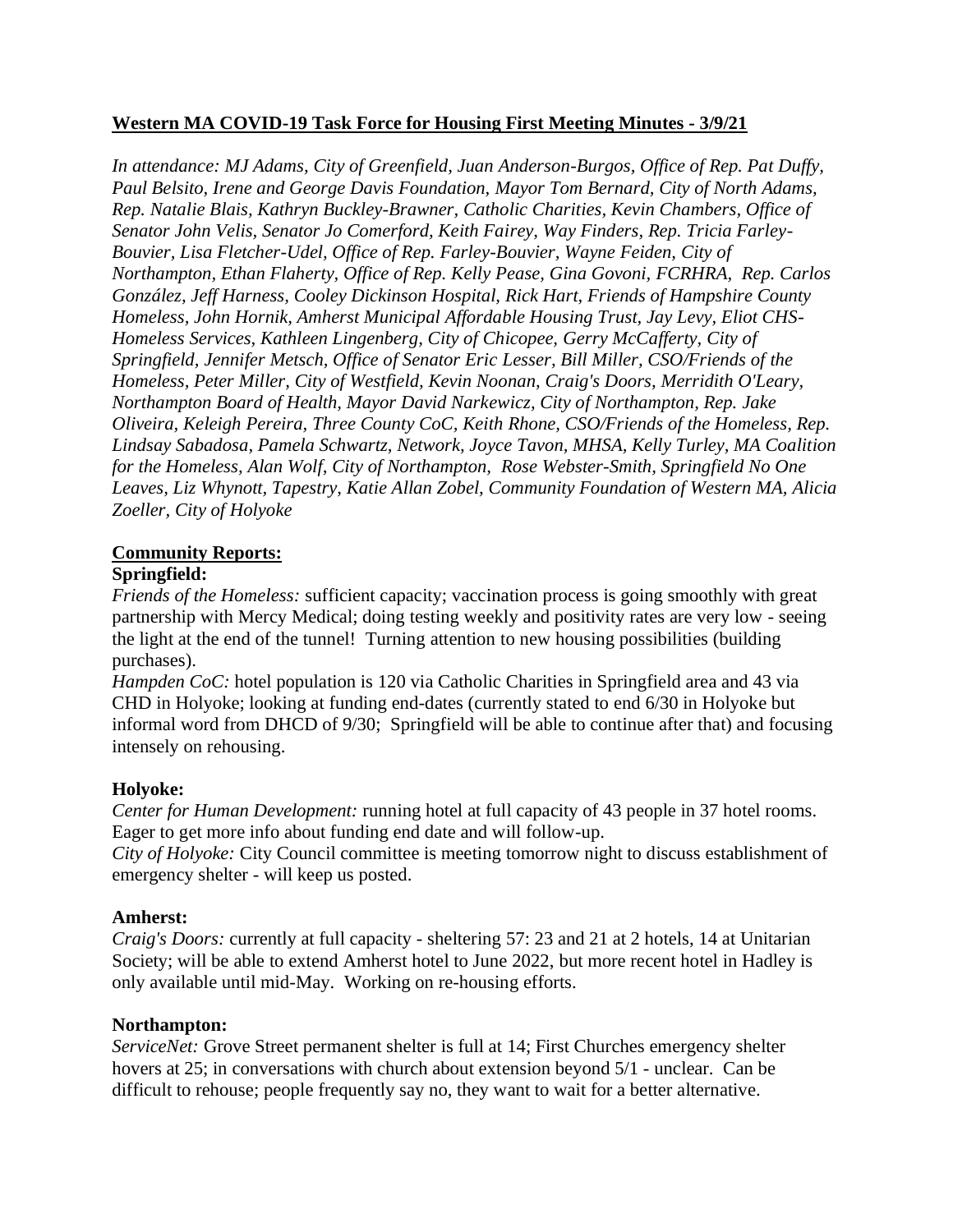**Western MA COVID-19 Task Force for Housing First Meeting Minutes - 3/9/21**

*In attendance: MJ Adams, City of Greenfield, Juan Anderson-Burgos, Office of Rep. Pat Duffy, Paul Belsito, Irene and George Davis Foundation, Mayor Tom Bernard, City of North Adams, Rep. Natalie Blais, Kathryn Buckley-Brawner, Catholic Charities, Kevin Chambers, Office of Senator John Velis, Senator Jo Comerford, Keith Fairey, Way Finders, Rep. Tricia Farley-Bouvier, Lisa Fletcher-Udel, Office of Rep. Farley-Bouvier, Wayne Feiden, City of Northampton, Ethan Flaherty, Office of Rep. Kelly Pease, Gina Govoni, FCRHRA, Rep. Carlos González, Jeff Harness, Cooley Dickinson Hospital, Rick Hart, Friends of Hampshire County Homeless, John Hornik, Amherst Municipal Affordable Housing Trust, Jay Levy, Eliot CHS-Homeless Services, Kathleen Lingenberg, City of Chicopee, Gerry McCafferty, City of Springfield, Jennifer Metsch, Office of Senator Eric Lesser, Bill Miller, CSO/Friends of the Homeless, Peter Miller, City of Westfield, Kevin Noonan, Craig's Doors, Merridith O'Leary, Northampton Board of Health, Mayor David Narkewicz, City of Northampton, Rep. Jake Oliveira, Keleigh Pereira, Three County CoC, Keith Rhone, CSO/Friends of the Homeless, Rep. Lindsay Sabadosa, Pamela Schwartz, Network, Joyce Tavon, MHSA, Kelly Turley, MA Coalition for the Homeless, Alan Wolf, City of Northampton, Rose Webster-Smith, Springfield No One Leaves, Liz Whynott, Tapestry, Katie Allan Zobel, Community Foundation of Western MA, Alicia Zoeller, City of Holyoke*

**Community Reports:**

**Springfield:**

*Friends of the Homeless:* sufficient capacity; vaccination process is going smoothly with great partnership with Mercy Medical; doing testing weekly and positivity rates are very low - seeing the light at the end of the tunnel! Turning attention to new housing possibilities (building purchases).

*Hampden CoC:* hotel population is 120 via Catholic Charities in Springfield area and 43 via CHD in Holyoke; looking at funding end-dates (currently stated to end 6/30 in Holyoke but informal word from DHCD of 9/30; Springfield will be able to continue after that) and focusing intensely on rehousing.

**Holyoke:**

*Center for Human Development:* running hotel at full capacity of 43 people in 37 hotel rooms. Eager to get more info about funding end date and will follow-up.

*City of Holyoke:* City Council committee is meeting tomorrow night to discuss establishment of emergency shelter - will keep us posted.

**Amherst:**

*Craig's Doors:* currently at full capacity - sheltering 57: 23 and 21 at 2 hotels, 14 at Unitarian Society; will be able to extend Amherst hotel to June 2022, but more recent hotel in Hadley is only available until mid-May. Working on re-housing efforts.

**Northampton:**

*ServiceNet:* Grove Street permanent shelter is full at 14; First Churches emergency shelter hovers at 25; in conversations with church about extension beyond 5/1 - unclear. Can be difficult to rehouse; people frequently say no, they want to wait for a better alternative.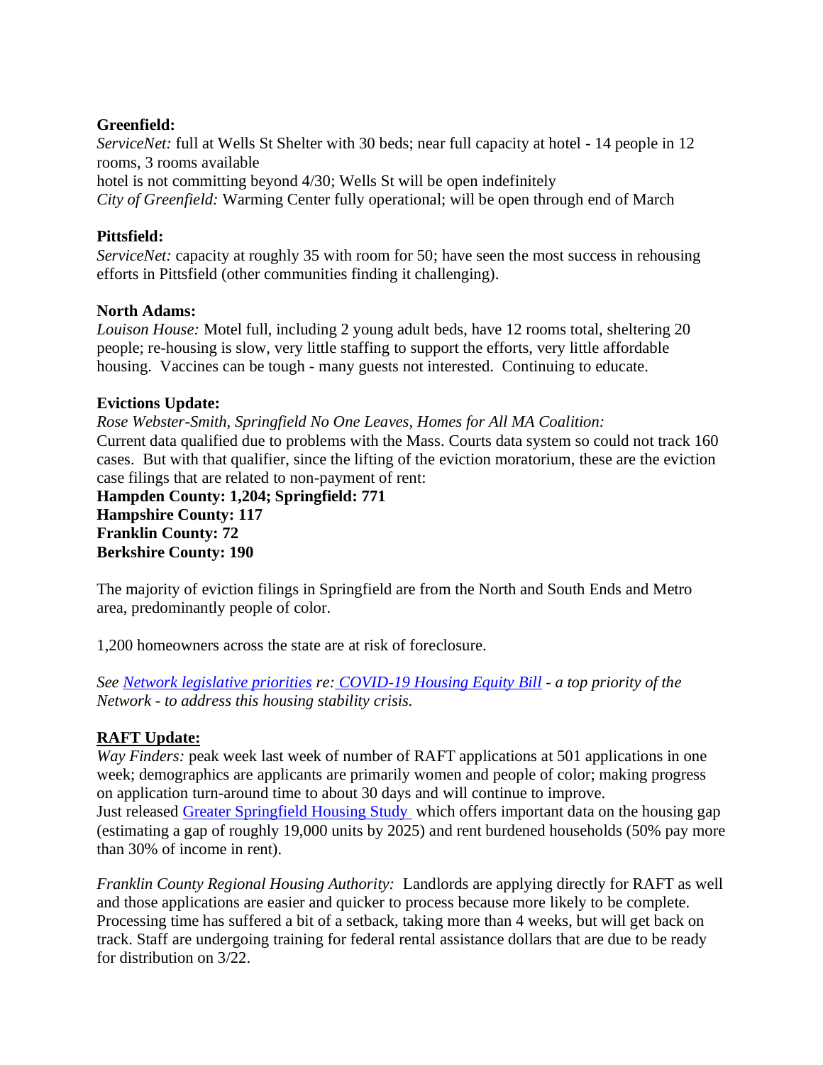**Greenfield:**

*ServiceNet:* full at Wells St Shelter with 30 beds; near full capacity at hotel - 14 people in 12 rooms, 3 rooms available

hotel is not committing beyond 4/30; Wells St will be open indefinitely

*City of Greenfield:* Warming Center fully operational; will be open through end of March

**Pittsfield:**

*ServiceNet:* capacity at roughly 35 with room for 50; have seen the most success in rehousing efforts in Pittsfield (other communities finding it challenging).

**North Adams:**

*Louison House:* Motel full, including 2 young adult beds, have 12 rooms total, sheltering 20 people; re-housing is slow, very little staffing to support the efforts, very little affordable housing. Vaccines can be tough - many guests not interested. Continuing to educate.

**Evictions Update:**

*Rose Webster-Smith, Springfield No One Leaves, Homes for All MA Coalition:*

Current data qualified due to problems with the Mass. Courts data system so could not track 160 cases. But with that qualifier, since the lifting of the eviction moratorium, these are the eviction case filings that are related to non-payment of rent:

**Hampden County: 1,204; Springfield: 771**

**Hampshire County: 117**

**Franklin County: 72**

**Berkshire County: 190**

The majority of eviction filings in Springfield are from the North and South Ends and Metro area, predominantly people of color.

1,200 homeowners across the state are at risk of foreclosure.

*See Network legislative priorities re: COVID-19 Housing Equity Bill - a top priority of the Network - to address this housing stability crisis.*

**RAFT Update:**

*Way Finders:* peak week last week of number of RAFT applications at 501 applications in one week; demographics are applicants are primarily women and people of color; making progress on application turn-around time to about 30 days and will continue to improve.

Just released Greater Springfield Housing Study which offers important data on the housing gap (estimating a gap of roughly 19,000 units by 2025) and rent burdened households (50% pay more than 30% of income in rent).

*Franklin County Regional Housing Authority:* Landlords are applying directly for RAFT as well and those applications are easier and quicker to process because more likely to be complete. Processing time has suffered a bit of a setback, taking more than 4 weeks, but will get back on track. Staff are undergoing training for federal rental assistance dollars that are due to be ready for distribution on 3/22.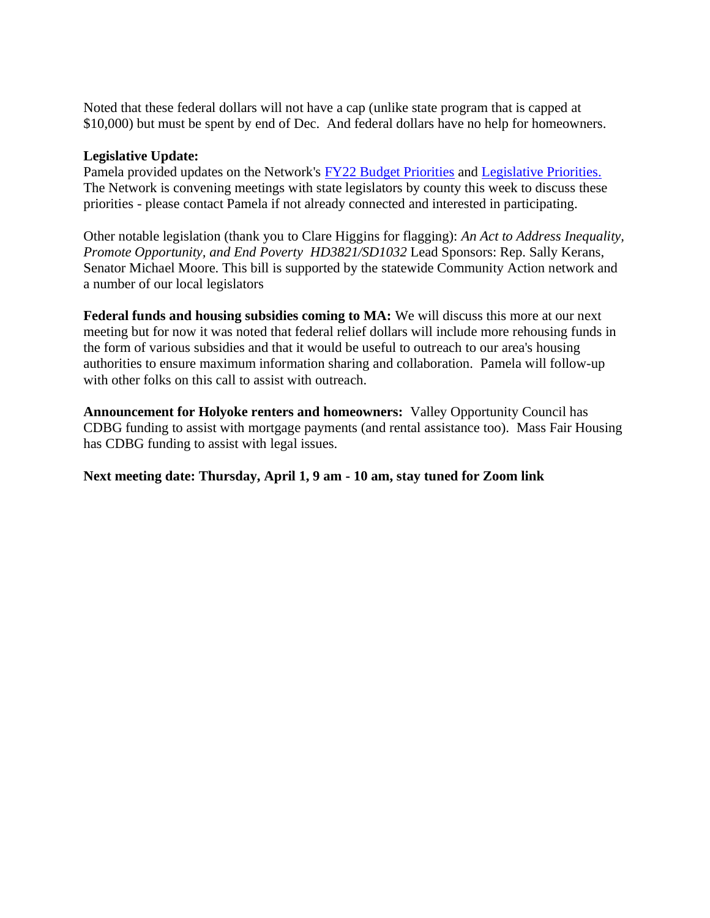Noted that these federal dollars will not have a cap (unlike state program that is capped at $10,000) but must be spent by end of Dec.  And federal dollars have no help for homeowners.

**Legislative Update:**
Pamela provided updates on the Network's [FY22 Budget Priorities] and [Legislative Priorities.] The Network is convening meetings with state legislators by county this week to discuss these priorities - please contact Pamela if not already connected and interested in participating.

Other notable legislation (thank you to Clare Higgins for flagging): *An Act to Address Inequality, Promote Opportunity, and End Poverty  HD3821/SD1032* Lead Sponsors: Rep. Sally Kerans, Senator Michael Moore. This bill is supported by the statewide Community Action network and a number of our local legislators

**Federal funds and housing subsidies coming to MA:** We will discuss this more at our next meeting but for now it was noted that federal relief dollars will include more rehousing funds in the form of various subsidies and that it would be useful to outreach to our area's housing authorities to ensure maximum information sharing and collaboration.  Pamela will follow-up with other folks on this call to assist with outreach.

**Announcement for Holyoke renters and homeowners:**  Valley Opportunity Council has CDBG funding to assist with mortgage payments (and rental assistance too).  Mass Fair Housing has CDBG funding to assist with legal issues.

**Next meeting date: Thursday, April 1, 9 am - 10 am, stay tuned for Zoom link**